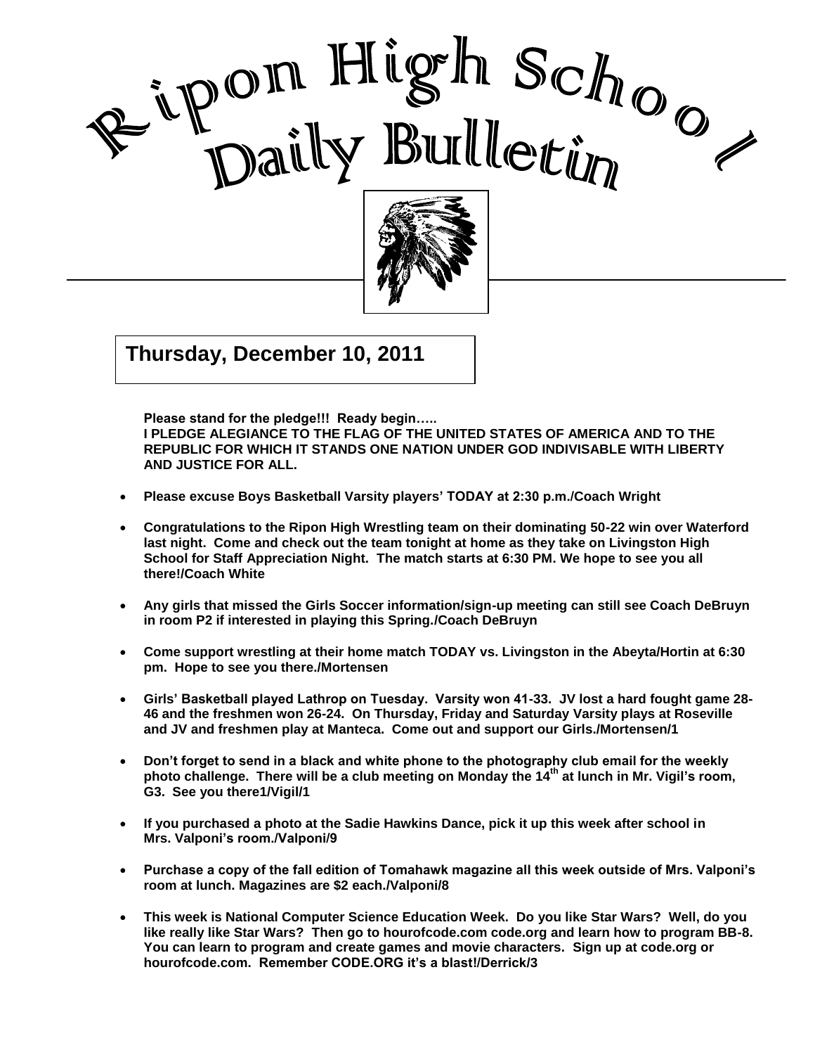# Ripon High School Daily Bulletin

**Thursday, December 10, 2011**

**Please stand for the pledge!!! Ready begin…..**
**I PLEDGE ALEGIANCE TO THE FLAG OF THE UNITED STATES OF AMERICA AND TO THE REPUBLIC FOR WHICH IT STANDS ONE NATION UNDER GOD INDIVISABLE WITH LIBERTY AND JUSTICE FOR ALL.**

- **Please excuse Boys Basketball Varsity players' TODAY at 2:30 p.m./Coach Wright**
- **Congratulations to the Ripon High Wrestling team on their dominating 50-22 win over Waterford last night. Come and check out the team tonight at home as they take on Livingston High School for Staff Appreciation Night. The match starts at 6:30 PM. We hope to see you all there!/Coach White**
- **Any girls that missed the Girls Soccer information/sign-up meeting can still see Coach DeBruyn in room P2 if interested in playing this Spring./Coach DeBruyn**
- **Come support wrestling at their home match TODAY vs. Livingston in the Abeyta/Hortin at 6:30 pm. Hope to see you there./Mortensen**
- **Girls' Basketball played Lathrop on Tuesday. Varsity won 41-33. JV lost a hard fought game 28-46 and the freshmen won 26-24. On Thursday, Friday and Saturday Varsity plays at Roseville and JV and freshmen play at Manteca. Come out and support our Girls./Mortensen/1**
- **Don't forget to send in a black and white phone to the photography club email for the weekly photo challenge. There will be a club meeting on Monday the 14th at lunch in Mr. Vigil's room, G3. See you there1/Vigil/1**
- **If you purchased a photo at the Sadie Hawkins Dance, pick it up this week after school in Mrs. Valponi's room./Valponi/9**
- **Purchase a copy of the fall edition of Tomahawk magazine all this week outside of Mrs. Valponi's room at lunch. Magazines are $2 each./Valponi/8**
- **This week is National Computer Science Education Week. Do you like Star Wars? Well, do you like really like Star Wars? Then go to hourofcode.com code.org and learn how to program BB-8. You can learn to program and create games and movie characters. Sign up at code.org or hourofcode.com. Remember CODE.ORG it's a blast!/Derrick/3**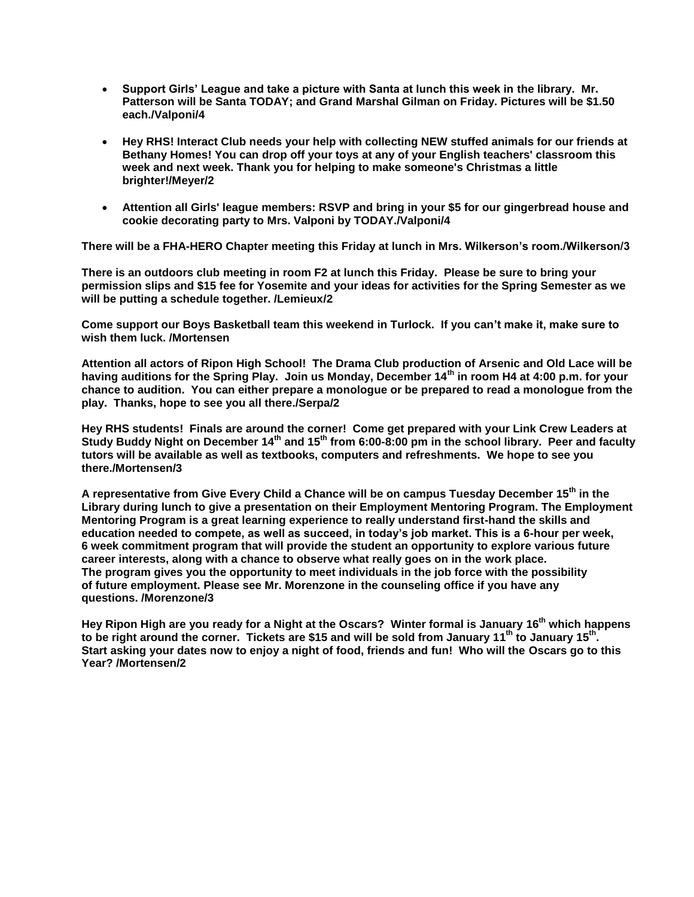- **Support Girls' League and take a picture with Santa at lunch this week in the library. Mr. Patterson will be Santa TODAY; and Grand Marshal Gilman on Friday. Pictures will be $1.50 each./Valponi/4**

- **Hey RHS! Interact Club needs your help with collecting NEW stuffed animals for our friends at Bethany Homes! You can drop off your toys at any of your English teachers' classroom this week and next week. Thank you for helping to make someone's Christmas a little brighter!/Meyer/2**

- **Attention all Girls' league members: RSVP and bring in your $5 for our gingerbread house and cookie decorating party to Mrs. Valponi by TODAY./Valponi/4**

**There will be a FHA-HERO Chapter meeting this Friday at lunch in Mrs. Wilkerson's room./Wilkerson/3**

**There is an outdoors club meeting in room F2 at lunch this Friday. Please be sure to bring your permission slips and $15 fee for Yosemite and your ideas for activities for the Spring Semester as we will be putting a schedule together. /Lemieux/2**

**Come support our Boys Basketball team this weekend in Turlock. If you can't make it, make sure to wish them luck. /Mortensen**

**Attention all actors of Ripon High School! The Drama Club production of Arsenic and Old Lace will be having auditions for the Spring Play. Join us Monday, December 14th in room H4 at 4:00 p.m. for your chance to audition. You can either prepare a monologue or be prepared to read a monologue from the play. Thanks, hope to see you all there./Serpa/2**

**Hey RHS students! Finals are around the corner! Come get prepared with your Link Crew Leaders at Study Buddy Night on December 14th and 15th from 6:00-8:00 pm in the school library. Peer and faculty tutors will be available as well as textbooks, computers and refreshments. We hope to see you there./Mortensen/3**

**A representative from Give Every Child a Chance will be on campus Tuesday December 15th in the Library during lunch to give a presentation on their Employment Mentoring Program. The Employment Mentoring Program is a great learning experience to really understand first-hand the skills and education needed to compete, as well as succeed, in today's job market. This is a 6-hour per week, 6 week commitment program that will provide the student an opportunity to explore various future career interests, along with a chance to observe what really goes on in the work place. The program gives you the opportunity to meet individuals in the job force with the possibility of future employment. Please see Mr. Morenzone in the counseling office if you have any questions. /Morenzone/3**

**Hey Ripon High are you ready for a Night at the Oscars? Winter formal is January 16th which happens to be right around the corner. Tickets are $15 and will be sold from January 11th to January 15th. Start asking your dates now to enjoy a night of food, friends and fun! Who will the Oscars go to this Year? /Mortensen/2**